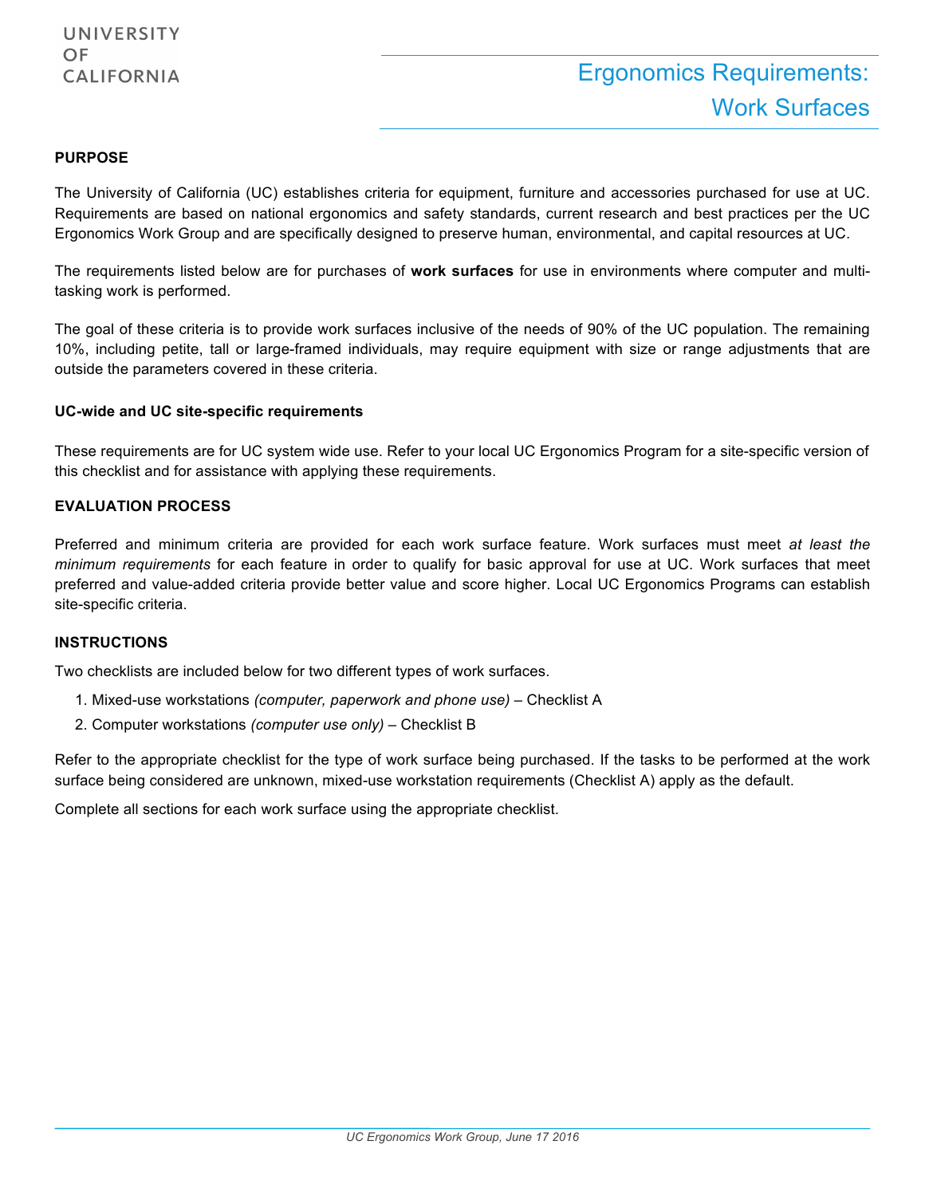UNIVERSITY
OF
CALIFORNIA

# Ergonomics Requirements: Work Surfaces

## PURPOSE

The University of California (UC) establishes criteria for equipment, furniture and accessories purchased for use at UC. Requirements are based on national ergonomics and safety standards, current research and best practices per the UC Ergonomics Work Group and are specifically designed to preserve human, environmental, and capital resources at UC.

The requirements listed below are for purchases of **work surfaces** for use in environments where computer and multi-tasking work is performed.

The goal of these criteria is to provide work surfaces inclusive of the needs of 90% of the UC population. The remaining 10%, including petite, tall or large-framed individuals, may require equipment with size or range adjustments that are outside the parameters covered in these criteria.

### UC-wide and UC site-specific requirements

These requirements are for UC system wide use. Refer to your local UC Ergonomics Program for a site-specific version of this checklist and for assistance with applying these requirements.

## EVALUATION PROCESS

Preferred and minimum criteria are provided for each work surface feature. Work surfaces must meet *at least the minimum requirements* for each feature in order to qualify for basic approval for use at UC. Work surfaces that meet preferred and value-added criteria provide better value and score higher. Local UC Ergonomics Programs can establish site-specific criteria.

## INSTRUCTIONS

Two checklists are included below for two different types of work surfaces.

1. Mixed-use workstations *(computer, paperwork and phone use)* – Checklist A
2. Computer workstations *(computer use only)* – Checklist B

Refer to the appropriate checklist for the type of work surface being purchased. If the tasks to be performed at the work surface being considered are unknown, mixed-use workstation requirements (Checklist A) apply as the default.

Complete all sections for each work surface using the appropriate checklist.

*UC Ergonomics Work Group, June 17 2016*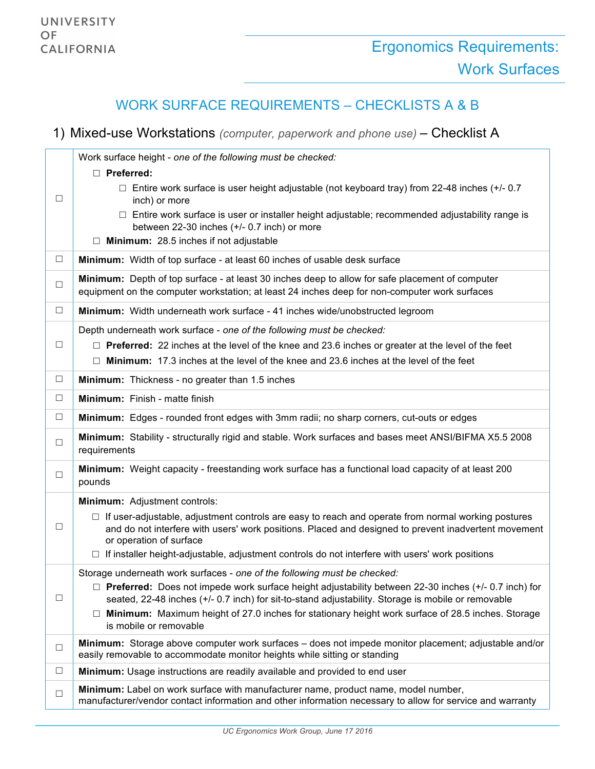## WORK SURFACE REQUIREMENTS – CHECKLISTS A & B

### 1) Mixed-use Workstations *(computer, paperwork and phone use)* – Checklist A

| | |
|---|---|
| ☐ | Work surface height - *one of the following must be checked:*<br>☐ **Preferred:**<br>☐ Entire work surface is user height adjustable (not keyboard tray) from 22-48 inches (+/- 0.7 inch) or more<br>☐ Entire work surface is user or installer height adjustable; recommended adjustability range is between 22-30 inches (+/- 0.7 inch) or more<br>☐ **Minimum:** 28.5 inches if not adjustable |
| ☐ | **Minimum:** Width of top surface - at least 60 inches of usable desk surface |
| ☐ | **Minimum:** Depth of top surface - at least 30 inches deep to allow for safe placement of computer equipment on the computer workstation; at least 24 inches deep for non-computer work surfaces |
| ☐ | **Minimum:** Width underneath work surface - 41 inches wide/unobstructed legroom |
| ☐ | Depth underneath work surface - *one of the following must be checked:*<br>☐ **Preferred:** 22 inches at the level of the knee and 23.6 inches or greater at the level of the feet<br>☐ **Minimum:** 17.3 inches at the level of the knee and 23.6 inches at the level of the feet |
| ☐ | **Minimum:** Thickness - no greater than 1.5 inches |
| ☐ | **Minimum:** Finish - matte finish |
| ☐ | **Minimum:** Edges - rounded front edges with 3mm radii; no sharp corners, cut-outs or edges |
| ☐ | **Minimum:** Stability - structurally rigid and stable. Work surfaces and bases meet ANSI/BIFMA X5.5 2008 requirements |
| ☐ | **Minimum:** Weight capacity - freestanding work surface has a functional load capacity of at least 200 pounds |
| ☐ | **Minimum:** Adjustment controls:<br>☐ If user-adjustable, adjustment controls are easy to reach and operate from normal working postures and do not interfere with users' work positions. Placed and designed to prevent inadvertent movement or operation of surface<br>☐ If installer height-adjustable, adjustment controls do not interfere with users' work positions |
| ☐ | Storage underneath work surfaces - *one of the following must be checked:*<br>☐ **Preferred:** Does not impede work surface height adjustability between 22-30 inches (+/- 0.7 inch) for seated, 22-48 inches (+/- 0.7 inch) for sit-to-stand adjustability. Storage is mobile or removable<br>☐ **Minimum:** Maximum height of 27.0 inches for stationary height work surface of 28.5 inches. Storage is mobile or removable |
| ☐ | **Minimum:** Storage above computer work surfaces – does not impede monitor placement; adjustable and/or easily removable to accommodate monitor heights while sitting or standing |
| ☐ | **Minimum:** Usage instructions are readily available and provided to end user |
| ☐ | **Minimum:** Label on work surface with manufacturer name, product name, model number, manufacturer/vendor contact information and other information necessary to allow for service and warranty |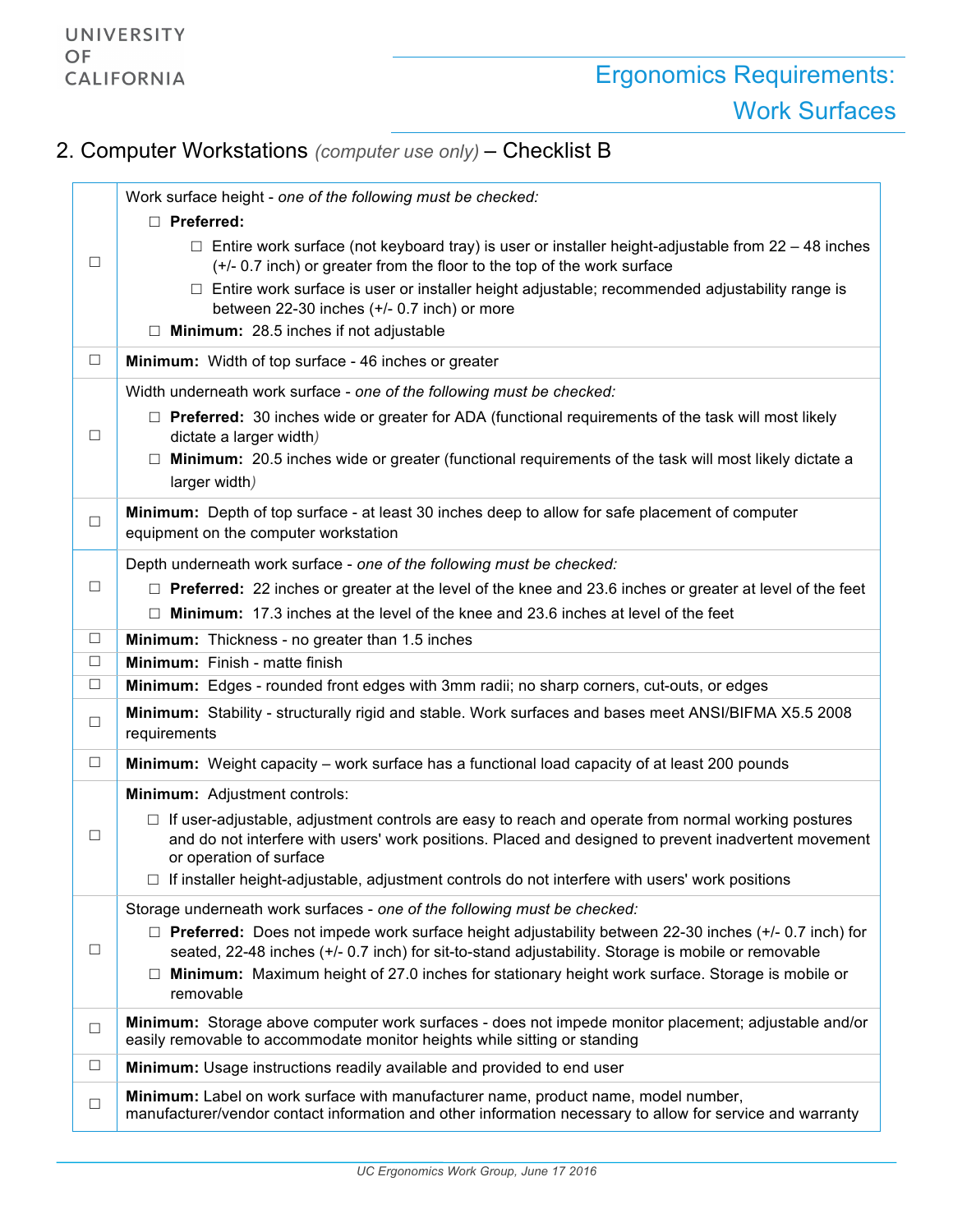## 2. Computer Workstations *(computer use only)* – Checklist B

| | |
|---|---|
| ☐ | Work surface height - *one of the following must be checked:*<br>☐ **Preferred:**<br>☐ Entire work surface (not keyboard tray) is user or installer height-adjustable from 22 – 48 inches (+/- 0.7 inch) or greater from the floor to the top of the work surface<br>☐ Entire work surface is user or installer height adjustable; recommended adjustability range is between 22-30 inches (+/- 0.7 inch) or more<br>☐ **Minimum:** 28.5 inches if not adjustable |
| ☐ | **Minimum:** Width of top surface - 46 inches or greater |
| ☐ | Width underneath work surface - *one of the following must be checked:*<br>☐ **Preferred:** 30 inches wide or greater for ADA (functional requirements of the task will most likely dictate a larger width)<br>☐ **Minimum:** 20.5 inches wide or greater (functional requirements of the task will most likely dictate a larger width) |
| ☐ | **Minimum:** Depth of top surface - at least 30 inches deep to allow for safe placement of computer equipment on the computer workstation |
| ☐ | Depth underneath work surface - *one of the following must be checked:*<br>☐ **Preferred:** 22 inches or greater at the level of the knee and 23.6 inches or greater at level of the feet<br>☐ **Minimum:** 17.3 inches at the level of the knee and 23.6 inches at level of the feet |
| ☐ | **Minimum:** Thickness - no greater than 1.5 inches |
| ☐ | **Minimum:** Finish - matte finish |
| ☐ | **Minimum:** Edges - rounded front edges with 3mm radii; no sharp corners, cut-outs, or edges |
| ☐ | **Minimum:** Stability - structurally rigid and stable. Work surfaces and bases meet ANSI/BIFMA X5.5 2008 requirements |
| ☐ | **Minimum:** Weight capacity – work surface has a functional load capacity of at least 200 pounds |
| ☐ | **Minimum:** Adjustment controls:<br>☐ If user-adjustable, adjustment controls are easy to reach and operate from normal working postures and do not interfere with users' work positions. Placed and designed to prevent inadvertent movement or operation of surface<br>☐ If installer height-adjustable, adjustment controls do not interfere with users' work positions |
| ☐ | Storage underneath work surfaces - *one of the following must be checked:*<br>☐ **Preferred:** Does not impede work surface height adjustability between 22-30 inches (+/- 0.7 inch) for seated, 22-48 inches (+/- 0.7 inch) for sit-to-stand adjustability. Storage is mobile or removable<br>☐ **Minimum:** Maximum height of 27.0 inches for stationary height work surface. Storage is mobile or removable |
| ☐ | **Minimum:** Storage above computer work surfaces - does not impede monitor placement; adjustable and/or easily removable to accommodate monitor heights while sitting or standing |
| ☐ | **Minimum:** Usage instructions readily available and provided to end user |
| ☐ | **Minimum:** Label on work surface with manufacturer name, product name, model number, manufacturer/vendor contact information and other information necessary to allow for service and warranty |